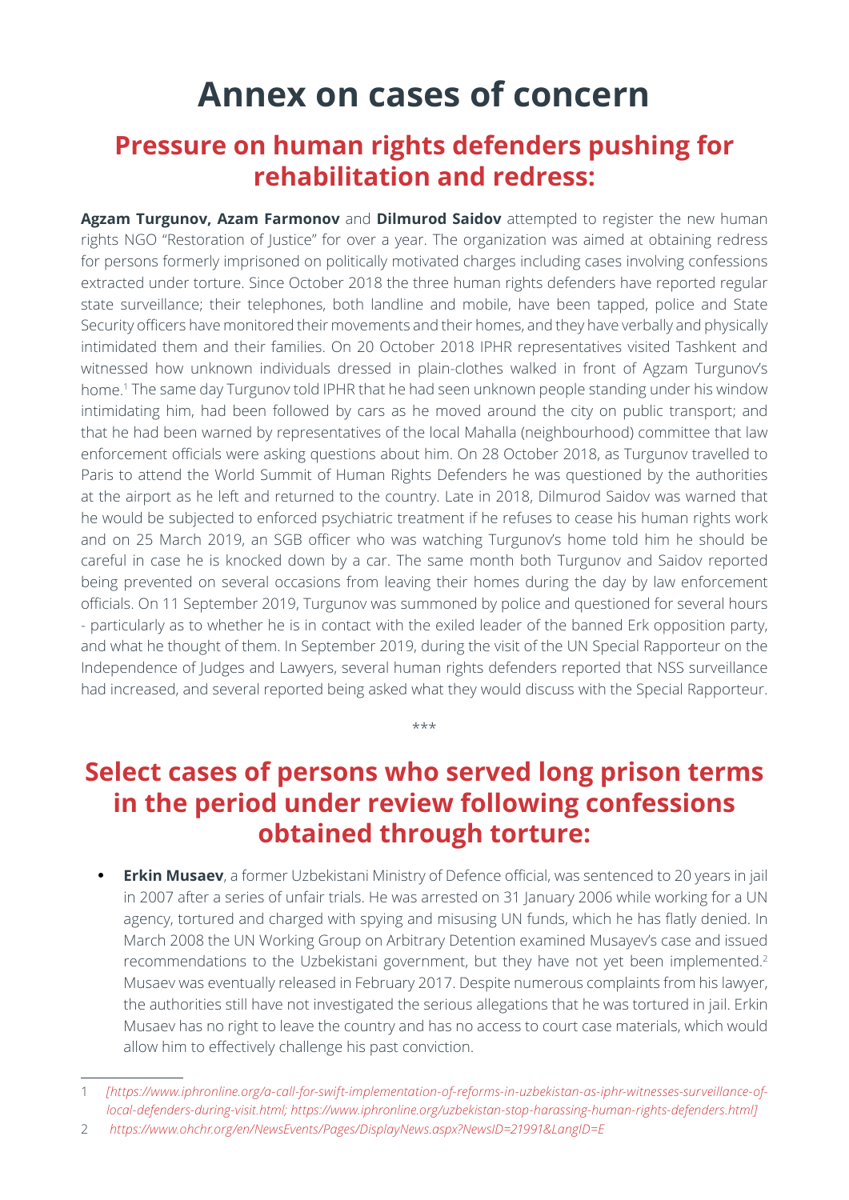# Annex on cases of concern

## Pressure on human rights defenders pushing for rehabilitation and redress:

**Agzam Turgunov, Azam Farmonov** and **Dilmurod Saidov** attempted to register the new human rights NGO "Restoration of Justice" for over a year. The organization was aimed at obtaining redress for persons formerly imprisoned on politically motivated charges including cases involving confessions extracted under torture. Since October 2018 the three human rights defenders have reported regular state surveillance; their telephones, both landline and mobile, have been tapped, police and State Security officers have monitored their movements and their homes, and they have verbally and physically intimidated them and their families. On 20 October 2018 IPHR representatives visited Tashkent and witnessed how unknown individuals dressed in plain-clothes walked in front of Agzam Turgunov's home.[1] The same day Turgunov told IPHR that he had seen unknown people standing under his window intimidating him, had been followed by cars as he moved around the city on public transport; and that he had been warned by representatives of the local Mahalla (neighbourhood) committee that law enforcement officials were asking questions about him. On 28 October 2018, as Turgunov travelled to Paris to attend the World Summit of Human Rights Defenders he was questioned by the authorities at the airport as he left and returned to the country. Late in 2018, Dilmurod Saidov was warned that he would be subjected to enforced psychiatric treatment if he refuses to cease his human rights work and on 25 March 2019, an SGB officer who was watching Turgunov's home told him he should be careful in case he is knocked down by a car. The same month both Turgunov and Saidov reported being prevented on several occasions from leaving their homes during the day by law enforcement officials. On 11 September 2019, Turgunov was summoned by police and questioned for several hours - particularly as to whether he is in contact with the exiled leader of the banned Erk opposition party, and what he thought of them. In September 2019, during the visit of the UN Special Rapporteur on the Independence of Judges and Lawyers, several human rights defenders reported that NSS surveillance had increased, and several reported being asked what they would discuss with the Special Rapporteur.

\*\*\*

## Select cases of persons who served long prison terms in the period under review following confessions obtained through torture:

- **Erkin Musaev**, a former Uzbekistani Ministry of Defence official, was sentenced to 20 years in jail in 2007 after a series of unfair trials. He was arrested on 31 January 2006 while working for a UN agency, tortured and charged with spying and misusing UN funds, which he has flatly denied. In March 2008 the UN Working Group on Arbitrary Detention examined Musayev's case and issued recommendations to the Uzbekistani government, but they have not yet been implemented.[2] Musaev was eventually released in February 2017. Despite numerous complaints from his lawyer, the authorities still have not investigated the serious allegations that he was tortured in jail. Erkin Musaev has no right to leave the country and has no access to court case materials, which would allow him to effectively challenge his past conviction.

---

1 *[https://www.iphronline.org/a-call-for-swift-implementation-of-reforms-in-uzbekistan-as-iphr-witnesses-surveillance-of-local-defenders-during-visit.html; https://www.iphronline.org/uzbekistan-stop-harassing-human-rights-defenders.html]*

2 *https://www.ohchr.org/en/NewsEvents/Pages/DisplayNews.aspx?NewsID=21991&LangID=E*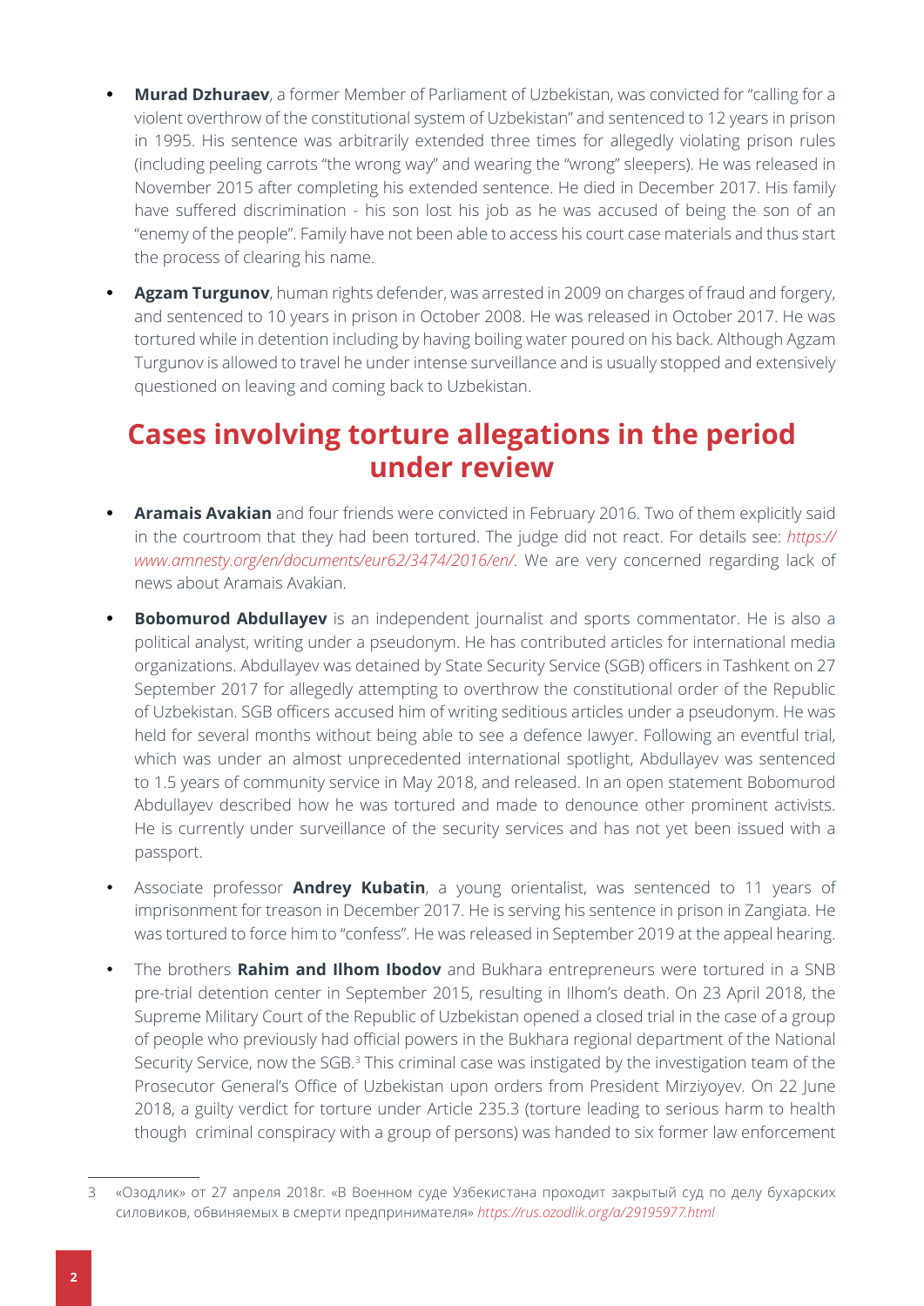- **Murad Dzhuraev**, a former Member of Parliament of Uzbekistan, was convicted for "calling for a violent overthrow of the constitutional system of Uzbekistan" and sentenced to 12 years in prison in 1995. His sentence was arbitrarily extended three times for allegedly violating prison rules (including peeling carrots "the wrong way" and wearing the "wrong" sleepers). He was released in November 2015 after completing his extended sentence. He died in December 2017. His family have suffered discrimination - his son lost his job as he was accused of being the son of an "enemy of the people". Family have not been able to access his court case materials and thus start the process of clearing his name.

- **Agzam Turgunov**, human rights defender, was arrested in 2009 on charges of fraud and forgery, and sentenced to 10 years in prison in October 2008. He was released in October 2017. He was tortured while in detention including by having boiling water poured on his back. Although Agzam Turgunov is allowed to travel he under intense surveillance and is usually stopped and extensively questioned on leaving and coming back to Uzbekistan.

## Cases involving torture allegations in the period under review

- **Aramais Avakian** and four friends were convicted in February 2016. Two of them explicitly said in the courtroom that they had been tortured. The judge did not react. For details see: *https://www.amnesty.org/en/documents/eur62/3474/2016/en/*. We are very concerned regarding lack of news about Aramais Avakian.

- **Bobomurod Abdullayev** is an independent journalist and sports commentator. He is also a political analyst, writing under a pseudonym. He has contributed articles for international media organizations. Abdullayev was detained by State Security Service (SGB) officers in Tashkent on 27 September 2017 for allegedly attempting to overthrow the constitutional order of the Republic of Uzbekistan. SGB officers accused him of writing seditious articles under a pseudonym. He was held for several months without being able to see a defence lawyer. Following an eventful trial, which was under an almost unprecedented international spotlight, Abdullayev was sentenced to 1.5 years of community service in May 2018, and released. In an open statement Bobomurod Abdullayev described how he was tortured and made to denounce other prominent activists. He is currently under surveillance of the security services and has not yet been issued with a passport.

- Associate professor **Andrey Kubatin**, a young orientalist, was sentenced to 11 years of imprisonment for treason in December 2017. He is serving his sentence in prison in Zangiata. He was tortured to force him to "confess". He was released in September 2019 at the appeal hearing.

- The brothers **Rahim and Ilhom Ibodov** and Bukhara entrepreneurs were tortured in a SNB pre-trial detention center in September 2015, resulting in Ilhom's death. On 23 April 2018, the Supreme Military Court of the Republic of Uzbekistan opened a closed trial in the case of a group of people who previously had official powers in the Bukhara regional department of the National Security Service, now the SGB.[3] This criminal case was instigated by the investigation team of the Prosecutor General's Office of Uzbekistan upon orders from President Mirziyoyev. On 22 June 2018, a guilty verdict for torture under Article 235.3 (torture leading to serious harm to health though criminal conspiracy with a group of persons) was handed to six former law enforcement

---

3 «Озодлик» от 27 апреля 2018г. «В Военном суде Узбекистана проходит закрытый суд по делу бухарских силовиков, обвиняемых в смерти предпринимателя» *https://rus.ozodlik.org/a/29195977.html*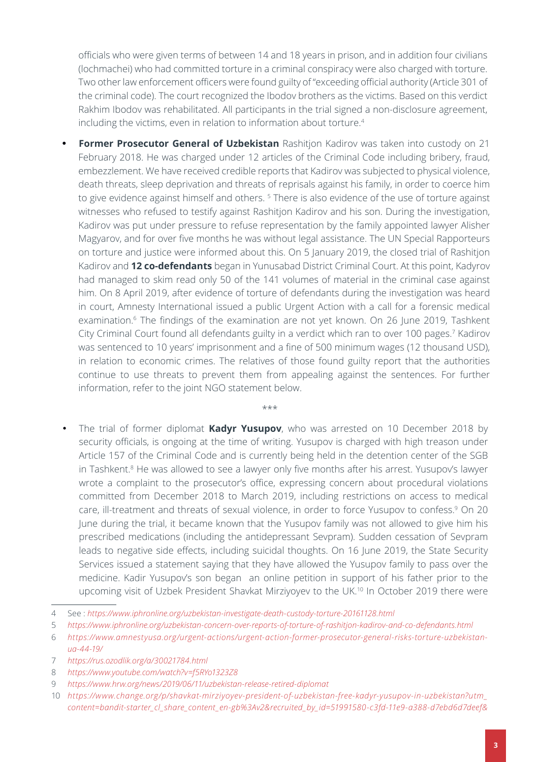officials who were given terms of between 14 and 18 years in prison, and in addition four civilians (lochmachei) who had committed torture in a criminal conspiracy were also charged with torture. Two other law enforcement officers were found guilty of "exceeding official authority (Article 301 of the criminal code). The court recognized the Ibodov brothers as the victims. Based on this verdict Rakhim Ibodov was rehabilitated. All participants in the trial signed a non-disclosure agreement, including the victims, even in relation to information about torture.[4]

- **Former Prosecutor General of Uzbekistan** Rashitjon Kadirov was taken into custody on 21 February 2018. He was charged under 12 articles of the Criminal Code including bribery, fraud, embezzlement. We have received credible reports that Kadirov was subjected to physical violence, death threats, sleep deprivation and threats of reprisals against his family, in order to coerce him to give evidence against himself and others. [5] There is also evidence of the use of torture against witnesses who refused to testify against Rashitjon Kadirov and his son. During the investigation, Kadirov was put under pressure to refuse representation by the family appointed lawyer Alisher Magyarov, and for over five months he was without legal assistance. The UN Special Rapporteurs on torture and justice were informed about this. On 5 January 2019, the closed trial of Rashitjon Kadirov and **12 co-defendants** began in Yunusabad District Criminal Court. At this point, Kadyrov had managed to skim read only 50 of the 141 volumes of material in the criminal case against him. On 8 April 2019, after evidence of torture of defendants during the investigation was heard in court, Amnesty International issued a public Urgent Action with a call for a forensic medical examination.[6] The findings of the examination are not yet known. On 26 June 2019, Tashkent City Criminal Court found all defendants guilty in a verdict which ran to over 100 pages.[7] Kadirov was sentenced to 10 years' imprisonment and a fine of 500 minimum wages (12 thousand USD), in relation to economic crimes. The relatives of those found guilty report that the authorities continue to use threats to prevent them from appealing against the sentences. For further information, refer to the joint NGO statement below.

\*\*\*

- The trial of former diplomat **Kadyr Yusupov**, who was arrested on 10 December 2018 by security officials, is ongoing at the time of writing. Yusupov is charged with high treason under Article 157 of the Criminal Code and is currently being held in the detention center of the SGB in Tashkent.[8] He was allowed to see a lawyer only five months after his arrest. Yusupov's lawyer wrote a complaint to the prosecutor's office, expressing concern about procedural violations committed from December 2018 to March 2019, including restrictions on access to medical care, ill-treatment and threats of sexual violence, in order to force Yusupov to confess.[9] On 20 June during the trial, it became known that the Yusupov family was not allowed to give him his prescribed medications (including the antidepressant Sevpram). Sudden cessation of Sevpram leads to negative side effects, including suicidal thoughts. On 16 June 2019, the State Security Services issued a statement saying that they have allowed the Yusupov family to pass over the medicine. Kadir Yusupov's son began an online petition in support of his father prior to the upcoming visit of Uzbek President Shavkat Mirziyoyev to the UK.[10] In October 2019 there were

---

4 See : *https://www.iphronline.org/uzbekistan-investigate-death-custody-torture-20161128.html*

5 *https://www.iphronline.org/uzbekistan-concern-over-reports-of-torture-of-rashitjon-kadirov-and-co-defendants.html*

6 *https://www.amnestyusa.org/urgent-actions/urgent-action-former-prosecutor-general-risks-torture-uzbekistan-ua-44-19/*

7 *https://rus.ozodlik.org/a/30021784.html*

8 *https://www.youtube.com/watch?v=f5RYo1323Z8*

9 *https://www.hrw.org/news/2019/06/11/uzbekistan-release-retired-diplomat*

10 *https://www.change.org/p/shavkat-mirziyoyev-president-of-uzbekistan-free-kadyr-yusupov-in-uzbekistan?utm_content=bandit-starter_cl_share_content_en-gb%3Av2&recruited_by_id=51991580-c3fd-11e9-a388-d7ebd6d7deef&*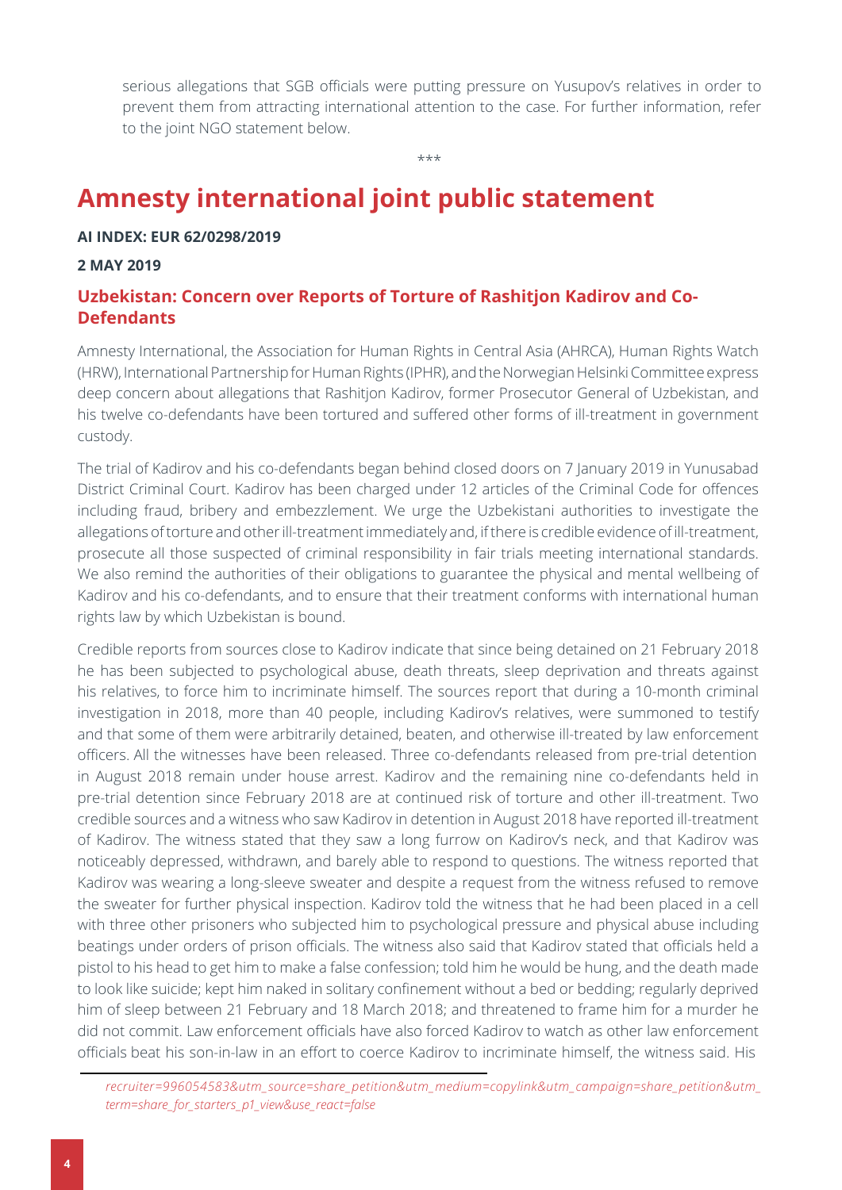serious allegations that SGB officials were putting pressure on Yusupov's relatives in order to prevent them from attracting international attention to the case. For further information, refer to the joint NGO statement below.

***

# Amnesty international joint public statement

**AI INDEX: EUR 62/0298/2019**

**2 MAY 2019**

## Uzbekistan: Concern over Reports of Torture of Rashitjon Kadirov and Co-Defendants

Amnesty International, the Association for Human Rights in Central Asia (AHRCA), Human Rights Watch (HRW), International Partnership for Human Rights (IPHR), and the Norwegian Helsinki Committee express deep concern about allegations that Rashitjon Kadirov, former Prosecutor General of Uzbekistan, and his twelve co-defendants have been tortured and suffered other forms of ill-treatment in government custody.

The trial of Kadirov and his co-defendants began behind closed doors on 7 January 2019 in Yunusabad District Criminal Court. Kadirov has been charged under 12 articles of the Criminal Code for offences including fraud, bribery and embezzlement. We urge the Uzbekistani authorities to investigate the allegations of torture and other ill-treatment immediately and, if there is credible evidence of ill-treatment, prosecute all those suspected of criminal responsibility in fair trials meeting international standards. We also remind the authorities of their obligations to guarantee the physical and mental wellbeing of Kadirov and his co-defendants, and to ensure that their treatment conforms with international human rights law by which Uzbekistan is bound.

Credible reports from sources close to Kadirov indicate that since being detained on 21 February 2018 he has been subjected to psychological abuse, death threats, sleep deprivation and threats against his relatives, to force him to incriminate himself. The sources report that during a 10-month criminal investigation in 2018, more than 40 people, including Kadirov's relatives, were summoned to testify and that some of them were arbitrarily detained, beaten, and otherwise ill-treated by law enforcement officers. All the witnesses have been released. Three co-defendants released from pre-trial detention in August 2018 remain under house arrest. Kadirov and the remaining nine co-defendants held in pre-trial detention since February 2018 are at continued risk of torture and other ill-treatment. Two credible sources and a witness who saw Kadirov in detention in August 2018 have reported ill-treatment of Kadirov. The witness stated that they saw a long furrow on Kadirov's neck, and that Kadirov was noticeably depressed, withdrawn, and barely able to respond to questions. The witness reported that Kadirov was wearing a long-sleeve sweater and despite a request from the witness refused to remove the sweater for further physical inspection. Kadirov told the witness that he had been placed in a cell with three other prisoners who subjected him to psychological pressure and physical abuse including beatings under orders of prison officials. The witness also said that Kadirov stated that officials held a pistol to his head to get him to make a false confession; told him he would be hung, and the death made to look like suicide; kept him naked in solitary confinement without a bed or bedding; regularly deprived him of sleep between 21 February and 18 March 2018; and threatened to frame him for a murder he did not commit. Law enforcement officials have also forced Kadirov to watch as other law enforcement officials beat his son-in-law in an effort to coerce Kadirov to incriminate himself, the witness said. His

*recruiter=996054583&utm_source=share_petition&utm_medium=copylink&utm_campaign=share_petition&utm_term=share_for_starters_p1_view&use_react=false*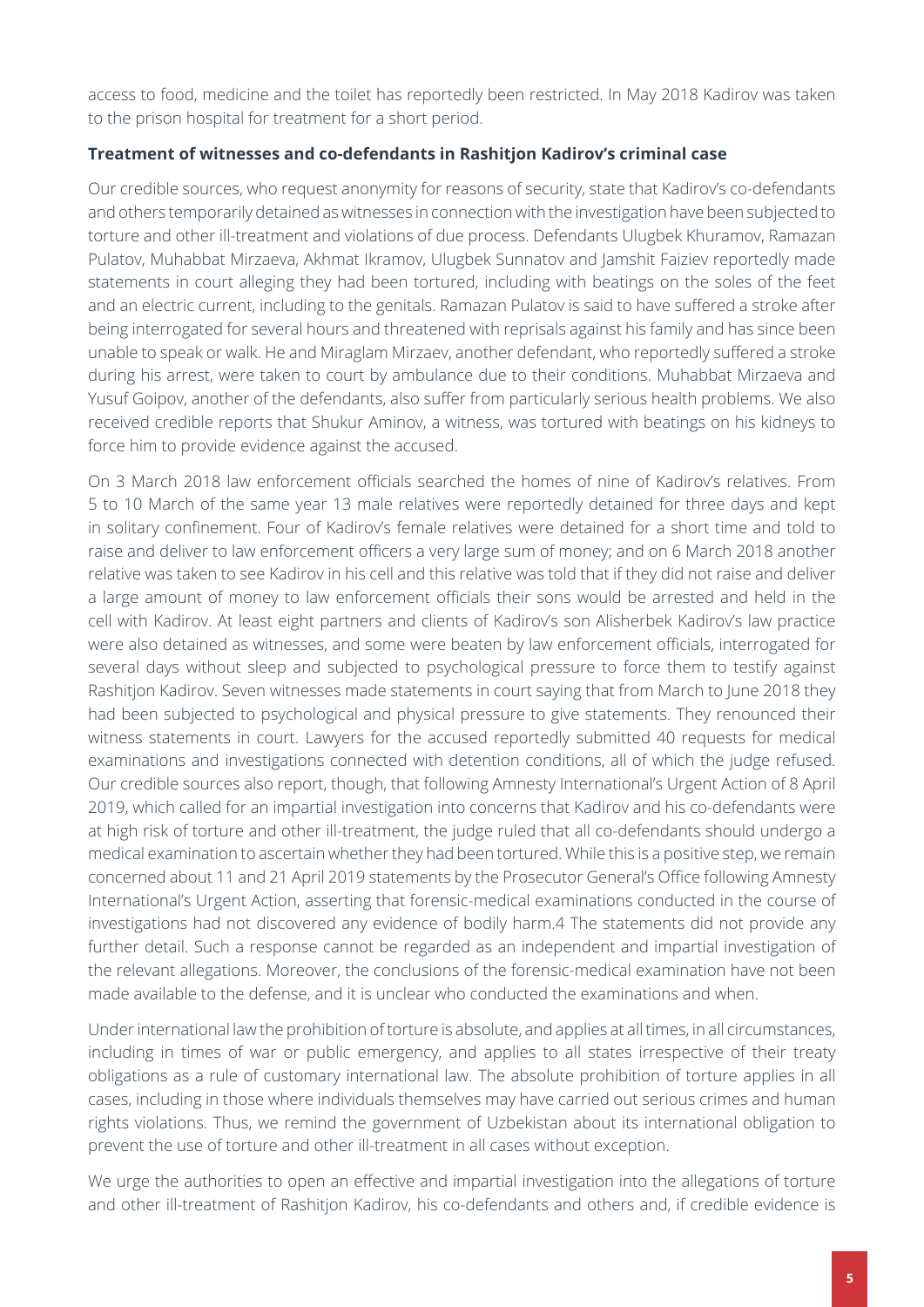access to food, medicine and the toilet has reportedly been restricted. In May 2018 Kadirov was taken to the prison hospital for treatment for a short period.

**Treatment of witnesses and co-defendants in Rashitjon Kadirov's criminal case**

Our credible sources, who request anonymity for reasons of security, state that Kadirov's co-defendants and others temporarily detained as witnesses in connection with the investigation have been subjected to torture and other ill-treatment and violations of due process. Defendants Ulugbek Khuramov, Ramazan Pulatov, Muhabbat Mirzaeva, Akhmat Ikramov, Ulugbek Sunnatov and Jamshit Faiziev reportedly made statements in court alleging they had been tortured, including with beatings on the soles of the feet and an electric current, including to the genitals. Ramazan Pulatov is said to have suffered a stroke after being interrogated for several hours and threatened with reprisals against his family and has since been unable to speak or walk. He and Miraglam Mirzaev, another defendant, who reportedly suffered a stroke during his arrest, were taken to court by ambulance due to their conditions. Muhabbat Mirzaeva and Yusuf Goipov, another of the defendants, also suffer from particularly serious health problems. We also received credible reports that Shukur Aminov, a witness, was tortured with beatings on his kidneys to force him to provide evidence against the accused.

On 3 March 2018 law enforcement officials searched the homes of nine of Kadirov's relatives. From 5 to 10 March of the same year 13 male relatives were reportedly detained for three days and kept in solitary confinement. Four of Kadirov's female relatives were detained for a short time and told to raise and deliver to law enforcement officers a very large sum of money; and on 6 March 2018 another relative was taken to see Kadirov in his cell and this relative was told that if they did not raise and deliver a large amount of money to law enforcement officials their sons would be arrested and held in the cell with Kadirov. At least eight partners and clients of Kadirov's son Alisherbek Kadirov's law practice were also detained as witnesses, and some were beaten by law enforcement officials, interrogated for several days without sleep and subjected to psychological pressure to force them to testify against Rashitjon Kadirov. Seven witnesses made statements in court saying that from March to June 2018 they had been subjected to psychological and physical pressure to give statements. They renounced their witness statements in court. Lawyers for the accused reportedly submitted 40 requests for medical examinations and investigations connected with detention conditions, all of which the judge refused. Our credible sources also report, though, that following Amnesty International's Urgent Action of 8 April 2019, which called for an impartial investigation into concerns that Kadirov and his co-defendants were at high risk of torture and other ill-treatment, the judge ruled that all co-defendants should undergo a medical examination to ascertain whether they had been tortured. While this is a positive step, we remain concerned about 11 and 21 April 2019 statements by the Prosecutor General's Office following Amnesty International's Urgent Action, asserting that forensic-medical examinations conducted in the course of investigations had not discovered any evidence of bodily harm.[4] The statements did not provide any further detail. Such a response cannot be regarded as an independent and impartial investigation of the relevant allegations. Moreover, the conclusions of the forensic-medical examination have not been made available to the defense, and it is unclear who conducted the examinations and when.

Under international law the prohibition of torture is absolute, and applies at all times, in all circumstances, including in times of war or public emergency, and applies to all states irrespective of their treaty obligations as a rule of customary international law. The absolute prohibition of torture applies in all cases, including in those where individuals themselves may have carried out serious crimes and human rights violations. Thus, we remind the government of Uzbekistan about its international obligation to prevent the use of torture and other ill-treatment in all cases without exception.

We urge the authorities to open an effective and impartial investigation into the allegations of torture and other ill-treatment of Rashitjon Kadirov, his co-defendants and others and, if credible evidence is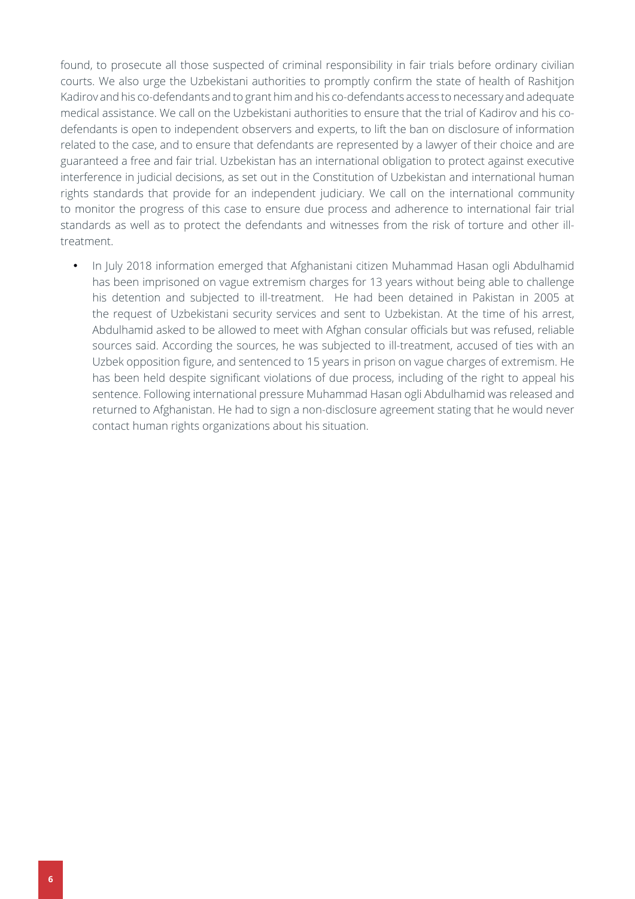found, to prosecute all those suspected of criminal responsibility in fair trials before ordinary civilian courts. We also urge the Uzbekistani authorities to promptly confirm the state of health of Rashitjon Kadirov and his co-defendants and to grant him and his co-defendants access to necessary and adequate medical assistance. We call on the Uzbekistani authorities to ensure that the trial of Kadirov and his co-defendants is open to independent observers and experts, to lift the ban on disclosure of information related to the case, and to ensure that defendants are represented by a lawyer of their choice and are guaranteed a free and fair trial. Uzbekistan has an international obligation to protect against executive interference in judicial decisions, as set out in the Constitution of Uzbekistan and international human rights standards that provide for an independent judiciary. We call on the international community to monitor the progress of this case to ensure due process and adherence to international fair trial standards as well as to protect the defendants and witnesses from the risk of torture and other ill-treatment.

- In July 2018 information emerged that Afghanistani citizen Muhammad Hasan ogli Abdulhamid has been imprisoned on vague extremism charges for 13 years without being able to challenge his detention and subjected to ill-treatment. He had been detained in Pakistan in 2005 at the request of Uzbekistani security services and sent to Uzbekistan. At the time of his arrest, Abdulhamid asked to be allowed to meet with Afghan consular officials but was refused, reliable sources said. According the sources, he was subjected to ill-treatment, accused of ties with an Uzbek opposition figure, and sentenced to 15 years in prison on vague charges of extremism. He has been held despite significant violations of due process, including of the right to appeal his sentence. Following international pressure Muhammad Hasan ogli Abdulhamid was released and returned to Afghanistan. He had to sign a non-disclosure agreement stating that he would never contact human rights organizations about his situation.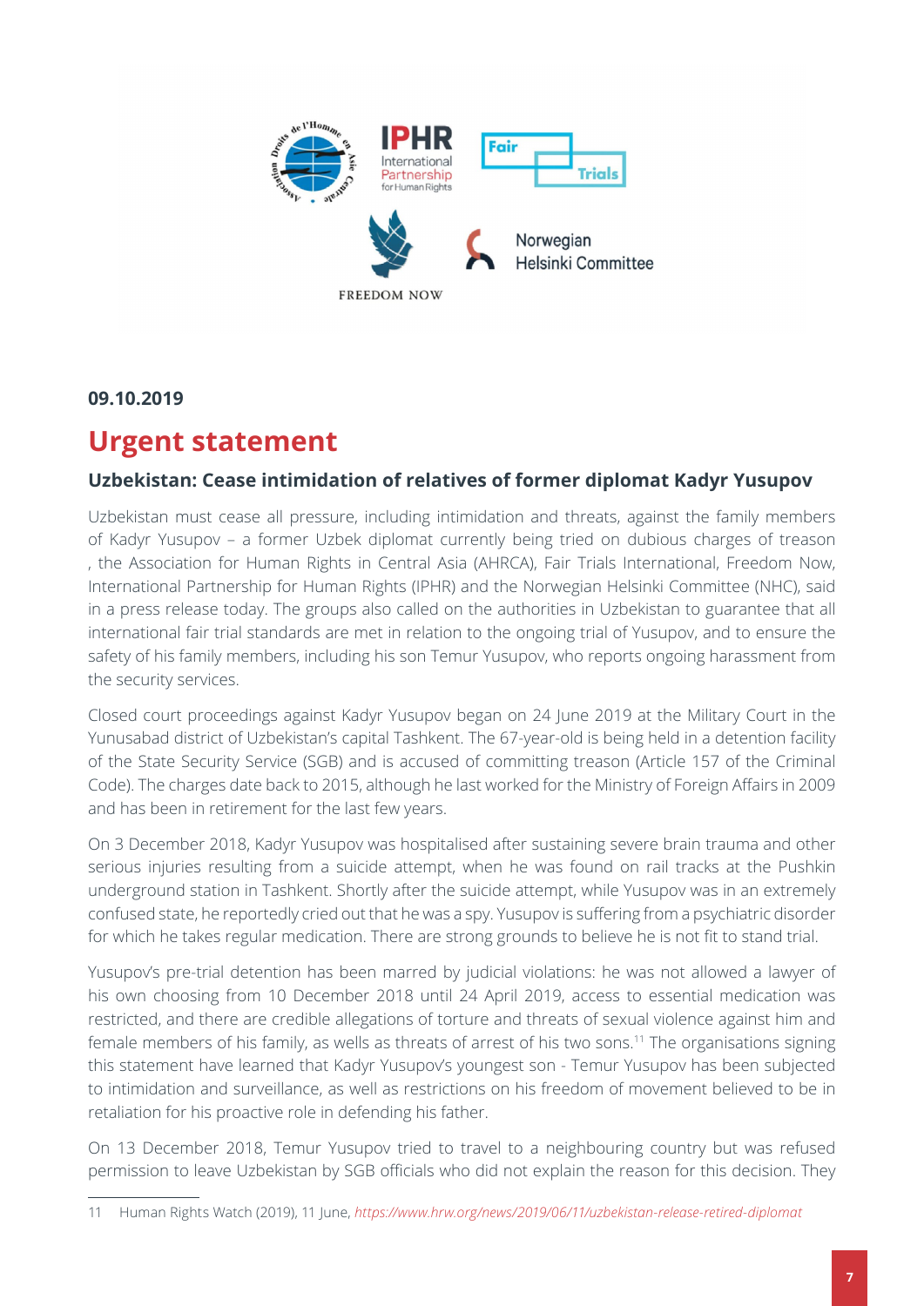**09.10.2019**

# Urgent statement

### Uzbekistan: Cease intimidation of relatives of former diplomat Kadyr Yusupov

Uzbekistan must cease all pressure, including intimidation and threats, against the family members of Kadyr Yusupov – a former Uzbek diplomat currently being tried on dubious charges of treason , the Association for Human Rights in Central Asia (AHRCA), Fair Trials International, Freedom Now, International Partnership for Human Rights (IPHR) and the Norwegian Helsinki Committee (NHC), said in a press release today. The groups also called on the authorities in Uzbekistan to guarantee that all international fair trial standards are met in relation to the ongoing trial of Yusupov, and to ensure the safety of his family members, including his son Temur Yusupov, who reports ongoing harassment from the security services.

Closed court proceedings against Kadyr Yusupov began on 24 June 2019 at the Military Court in the Yunusabad district of Uzbekistan's capital Tashkent. The 67-year-old is being held in a detention facility of the State Security Service (SGB) and is accused of committing treason (Article 157 of the Criminal Code). The charges date back to 2015, although he last worked for the Ministry of Foreign Affairs in 2009 and has been in retirement for the last few years.

On 3 December 2018, Kadyr Yusupov was hospitalised after sustaining severe brain trauma and other serious injuries resulting from a suicide attempt, when he was found on rail tracks at the Pushkin underground station in Tashkent. Shortly after the suicide attempt, while Yusupov was in an extremely confused state, he reportedly cried out that he was a spy. Yusupov is suffering from a psychiatric disorder for which he takes regular medication. There are strong grounds to believe he is not fit to stand trial.

Yusupov's pre-trial detention has been marred by judicial violations: he was not allowed a lawyer of his own choosing from 10 December 2018 until 24 April 2019, access to essential medication was restricted, and there are credible allegations of torture and threats of sexual violence against him and female members of his family, as wells as threats of arrest of his two sons.[11] The organisations signing this statement have learned that Kadyr Yusupov's youngest son - Temur Yusupov has been subjected to intimidation and surveillance, as well as restrictions on his freedom of movement believed to be in retaliation for his proactive role in defending his father.

On 13 December 2018, Temur Yusupov tried to travel to a neighbouring country but was refused permission to leave Uzbekistan by SGB officials who did not explain the reason for this decision. They

---

11 Human Rights Watch (2019), 11 June, *https://www.hrw.org/news/2019/06/11/uzbekistan-release-retired-diplomat*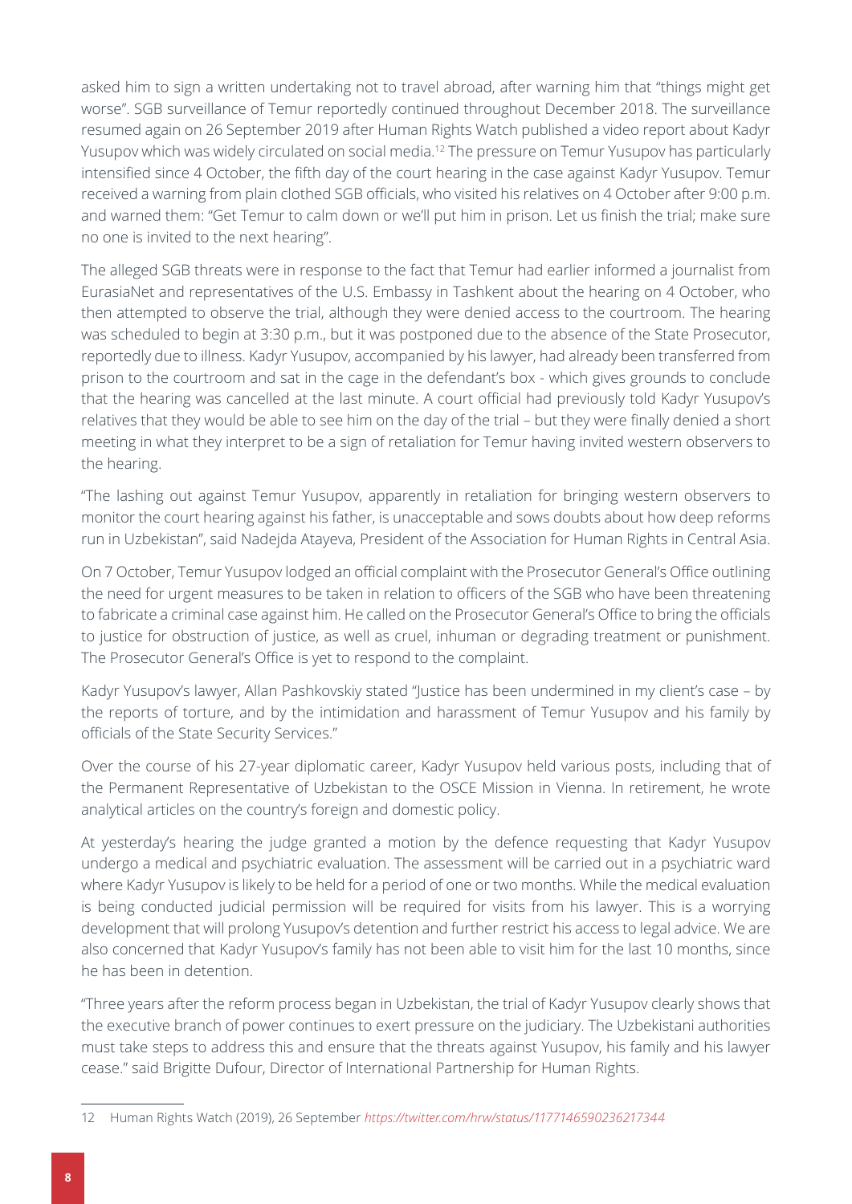asked him to sign a written undertaking not to travel abroad, after warning him that "things might get worse". SGB surveillance of Temur reportedly continued throughout December 2018. The surveillance resumed again on 26 September 2019 after Human Rights Watch published a video report about Kadyr Yusupov which was widely circulated on social media.[12] The pressure on Temur Yusupov has particularly intensified since 4 October, the fifth day of the court hearing in the case against Kadyr Yusupov. Temur received a warning from plain clothed SGB officials, who visited his relatives on 4 October after 9:00 p.m. and warned them: "Get Temur to calm down or we'll put him in prison. Let us finish the trial; make sure no one is invited to the next hearing".

The alleged SGB threats were in response to the fact that Temur had earlier informed a journalist from EurasiaNet and representatives of the U.S. Embassy in Tashkent about the hearing on 4 October, who then attempted to observe the trial, although they were denied access to the courtroom. The hearing was scheduled to begin at 3:30 p.m., but it was postponed due to the absence of the State Prosecutor, reportedly due to illness. Kadyr Yusupov, accompanied by his lawyer, had already been transferred from prison to the courtroom and sat in the cage in the defendant's box - which gives grounds to conclude that the hearing was cancelled at the last minute. A court official had previously told Kadyr Yusupov's relatives that they would be able to see him on the day of the trial – but they were finally denied a short meeting in what they interpret to be a sign of retaliation for Temur having invited western observers to the hearing.

"The lashing out against Temur Yusupov, apparently in retaliation for bringing western observers to monitor the court hearing against his father, is unacceptable and sows doubts about how deep reforms run in Uzbekistan", said Nadejda Atayeva, President of the Association for Human Rights in Central Asia.

On 7 October, Temur Yusupov lodged an official complaint with the Prosecutor General's Office outlining the need for urgent measures to be taken in relation to officers of the SGB who have been threatening to fabricate a criminal case against him. He called on the Prosecutor General's Office to bring the officials to justice for obstruction of justice, as well as cruel, inhuman or degrading treatment or punishment. The Prosecutor General's Office is yet to respond to the complaint.

Kadyr Yusupov's lawyer, Allan Pashkovskiy stated "Justice has been undermined in my client's case – by the reports of torture, and by the intimidation and harassment of Temur Yusupov and his family by officials of the State Security Services."

Over the course of his 27-year diplomatic career, Kadyr Yusupov held various posts, including that of the Permanent Representative of Uzbekistan to the OSCE Mission in Vienna. In retirement, he wrote analytical articles on the country's foreign and domestic policy.

At yesterday's hearing the judge granted a motion by the defence requesting that Kadyr Yusupov undergo a medical and psychiatric evaluation. The assessment will be carried out in a psychiatric ward where Kadyr Yusupov is likely to be held for a period of one or two months. While the medical evaluation is being conducted judicial permission will be required for visits from his lawyer. This is a worrying development that will prolong Yusupov's detention and further restrict his access to legal advice. We are also concerned that Kadyr Yusupov's family has not been able to visit him for the last 10 months, since he has been in detention.

"Three years after the reform process began in Uzbekistan, the trial of Kadyr Yusupov clearly shows that the executive branch of power continues to exert pressure on the judiciary. The Uzbekistani authorities must take steps to address this and ensure that the threats against Yusupov, his family and his lawyer cease." said Brigitte Dufour, Director of International Partnership for Human Rights.

---

12 Human Rights Watch (2019), 26 September *https://twitter.com/hrw/status/1177146590236217344*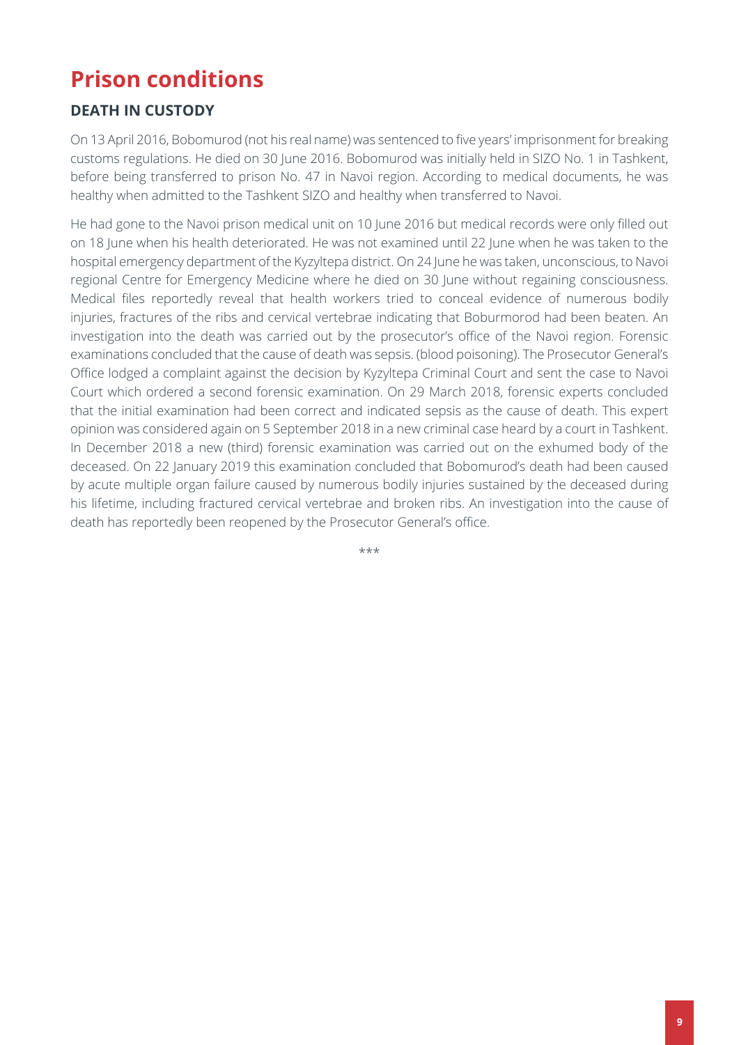# Prison conditions

## DEATH IN CUSTODY

On 13 April 2016, Bobomurod (not his real name) was sentenced to five years' imprisonment for breaking customs regulations. He died on 30 June 2016. Bobomurod was initially held in SIZO No. 1 in Tashkent, before being transferred to prison No. 47 in Navoi region. According to medical documents, he was healthy when admitted to the Tashkent SIZO and healthy when transferred to Navoi.

He had gone to the Navoi prison medical unit on 10 June 2016 but medical records were only filled out on 18 June when his health deteriorated. He was not examined until 22 June when he was taken to the hospital emergency department of the Kyzyltepa district. On 24 June he was taken, unconscious, to Navoi regional Centre for Emergency Medicine where he died on 30 June without regaining consciousness. Medical files reportedly reveal that health workers tried to conceal evidence of numerous bodily injuries, fractures of the ribs and cervical vertebrae indicating that Boburmorod had been beaten. An investigation into the death was carried out by the prosecutor's office of the Navoi region. Forensic examinations concluded that the cause of death was sepsis. (blood poisoning). The Prosecutor General's Office lodged a complaint against the decision by Kyzyltepa Criminal Court and sent the case to Navoi Court which ordered a second forensic examination. On 29 March 2018, forensic experts concluded that the initial examination had been correct and indicated sepsis as the cause of death. This expert opinion was considered again on 5 September 2018 in a new criminal case heard by a court in Tashkent. In December 2018 a new (third) forensic examination was carried out on the exhumed body of the deceased. On 22 January 2019 this examination concluded that Bobomurod's death had been caused by acute multiple organ failure caused by numerous bodily injuries sustained by the deceased during his lifetime, including fractured cervical vertebrae and broken ribs. An investigation into the cause of death has reportedly been reopened by the Prosecutor General's office.

***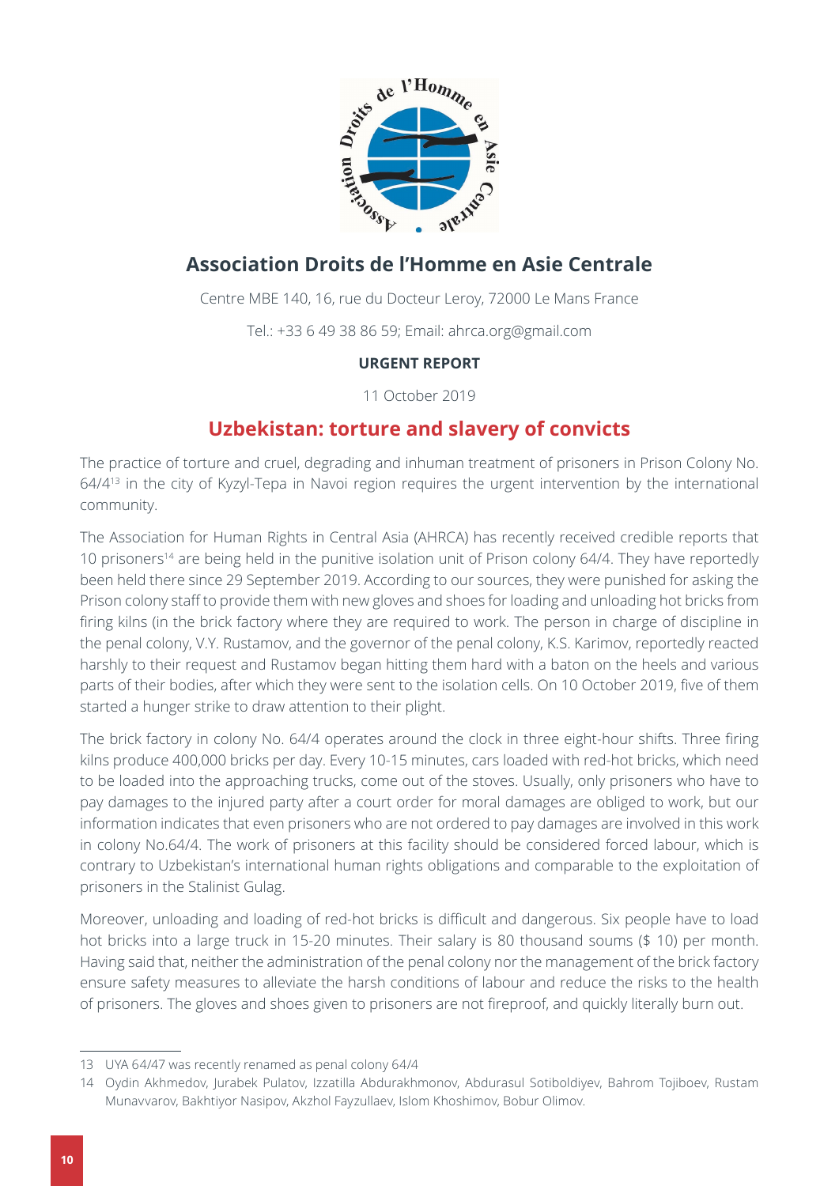## Association Droits de l'Homme en Asie Centrale

Centre MBE 140, 16, rue du Docteur Leroy, 72000 Le Mans France

Tel.: +33 6 49 38 86 59; Email: ahrca.org@gmail.com

**URGENT REPORT**

11 October 2019

# Uzbekistan: torture and slavery of convicts

The practice of torture and cruel, degrading and inhuman treatment of prisoners in Prison Colony No. 64/4[13] in the city of Kyzyl-Tepa in Navoi region requires the urgent intervention by the international community.

The Association for Human Rights in Central Asia (AHRCA) has recently received credible reports that 10 prisoners[14] are being held in the punitive isolation unit of Prison colony 64/4. They have reportedly been held there since 29 September 2019. According to our sources, they were punished for asking the Prison colony staff to provide them with new gloves and shoes for loading and unloading hot bricks from firing kilns (in the brick factory where they are required to work. The person in charge of discipline in the penal colony, V.Y. Rustamov, and the governor of the penal colony, K.S. Karimov, reportedly reacted harshly to their request and Rustamov began hitting them hard with a baton on the heels and various parts of their bodies, after which they were sent to the isolation cells. On 10 October 2019, five of them started a hunger strike to draw attention to their plight.

The brick factory in colony No. 64/4 operates around the clock in three eight-hour shifts. Three firing kilns produce 400,000 bricks per day. Every 10-15 minutes, cars loaded with red-hot bricks, which need to be loaded into the approaching trucks, come out of the stoves. Usually, only prisoners who have to pay damages to the injured party after a court order for moral damages are obliged to work, but our information indicates that even prisoners who are not ordered to pay damages are involved in this work in colony No.64/4. The work of prisoners at this facility should be considered forced labour, which is contrary to Uzbekistan's international human rights obligations and comparable to the exploitation of prisoners in the Stalinist Gulag.

Moreover, unloading and loading of red-hot bricks is difficult and dangerous. Six people have to load hot bricks into a large truck in 15-20 minutes. Their salary is 80 thousand soums ($ 10) per month. Having said that, neither the administration of the penal colony nor the management of the brick factory ensure safety measures to alleviate the harsh conditions of labour and reduce the risks to the health of prisoners. The gloves and shoes given to prisoners are not fireproof, and quickly literally burn out.

---

13 UYA 64/47 was recently renamed as penal colony 64/4

14 Oydin Akhmedov, Jurabek Pulatov, Izzatilla Abdurakhmonov, Abdurasul Sotiboldiyev, Bahrom Tojiboev, Rustam Munavvarov, Bakhtiyor Nasipov, Akzhol Fayzullaev, Islom Khoshimov, Bobur Olimov.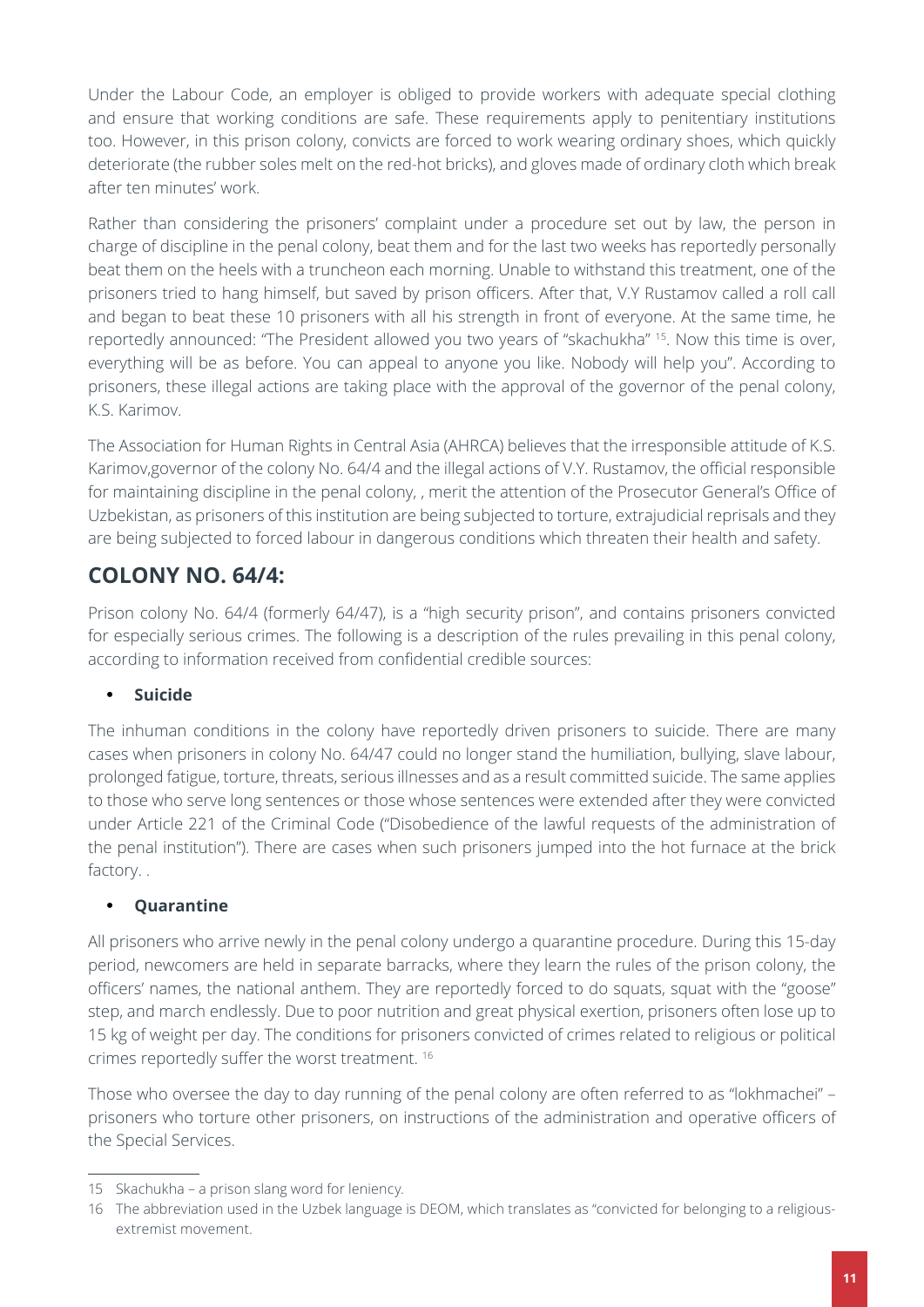Under the Labour Code, an employer is obliged to provide workers with adequate special clothing and ensure that working conditions are safe. These requirements apply to penitentiary institutions too. However, in this prison colony, convicts are forced to work wearing ordinary shoes, which quickly deteriorate (the rubber soles melt on the red-hot bricks), and gloves made of ordinary cloth which break after ten minutes' work.

Rather than considering the prisoners' complaint under a procedure set out by law, the person in charge of discipline in the penal colony, beat them and for the last two weeks has reportedly personally beat them on the heels with a truncheon each morning. Unable to withstand this treatment, one of the prisoners tried to hang himself, but saved by prison officers. After that, V.Y Rustamov called a roll call and began to beat these 10 prisoners with all his strength in front of everyone. At the same time, he reportedly announced: "The President allowed you two years of "skachukha" [15]. Now this time is over, everything will be as before. You can appeal to anyone you like. Nobody will help you". According to prisoners, these illegal actions are taking place with the approval of the governor of the penal colony, K.S. Karimov.

The Association for Human Rights in Central Asia (AHRCA) believes that the irresponsible attitude of K.S. Karimov,governor of the colony No. 64/4 and the illegal actions of V.Y. Rustamov, the official responsible for maintaining discipline in the penal colony, , merit the attention of the Prosecutor General's Office of Uzbekistan, as prisoners of this institution are being subjected to torture, extrajudicial reprisals and they are being subjected to forced labour in dangerous conditions which threaten their health and safety.

## COLONY NO. 64/4:

Prison colony No. 64/4 (formerly 64/47), is a "high security prison", and contains prisoners convicted for especially serious crimes. The following is a description of the rules prevailing in this penal colony, according to information received from confidential credible sources:

- **Suicide**

The inhuman conditions in the colony have reportedly driven prisoners to suicide. There are many cases when prisoners in colony No. 64/47 could no longer stand the humiliation, bullying, slave labour, prolonged fatigue, torture, threats, serious illnesses and as a result committed suicide. The same applies to those who serve long sentences or those whose sentences were extended after they were convicted under Article 221 of the Criminal Code ("Disobedience of the lawful requests of the administration of the penal institution"). There are cases when such prisoners jumped into the hot furnace at the brick factory. .

- **Quarantine**

All prisoners who arrive newly in the penal colony undergo a quarantine procedure. During this 15-day period, newcomers are held in separate barracks, where they learn the rules of the prison colony, the officers' names, the national anthem. They are reportedly forced to do squats, squat with the "goose" step, and march endlessly. Due to poor nutrition and great physical exertion, prisoners often lose up to 15 kg of weight per day. The conditions for prisoners convicted of crimes related to religious or political crimes reportedly suffer the worst treatment. [16]

Those who oversee the day to day running of the penal colony are often referred to as "lokhmachei" – prisoners who torture other prisoners, on instructions of the administration and operative officers of the Special Services.

---

15 Skachukha – a prison slang word for leniency.

16 The abbreviation used in the Uzbek language is DEOM, which translates as "convicted for belonging to a religious-extremist movement.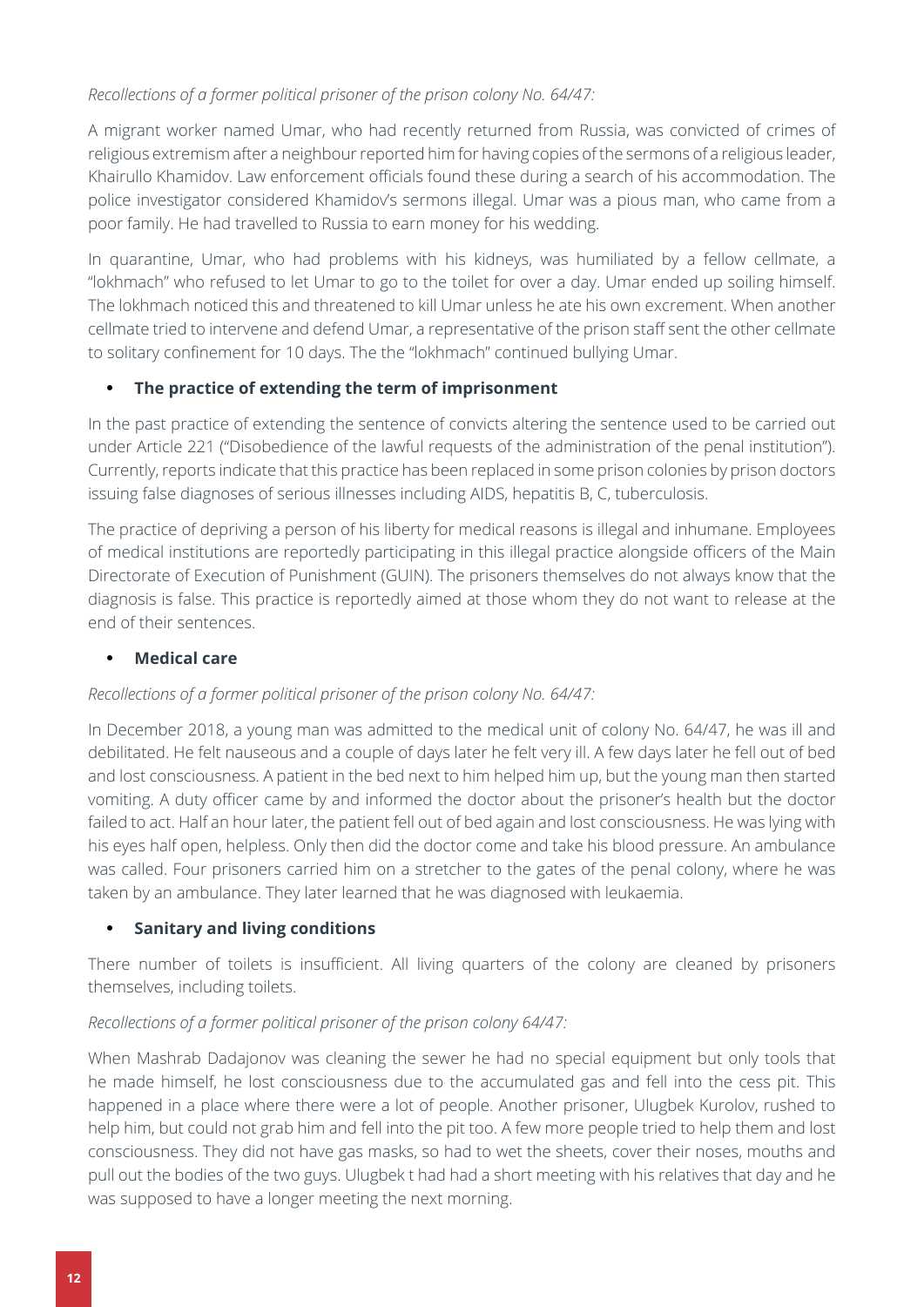*Recollections of a former political prisoner of the prison colony No. 64/47:*

A migrant worker named Umar, who had recently returned from Russia, was convicted of crimes of religious extremism after a neighbour reported him for having copies of the sermons of a religious leader, Khairullo Khamidov. Law enforcement officials found these during a search of his accommodation. The police investigator considered Khamidov's sermons illegal. Umar was a pious man, who came from a poor family. He had travelled to Russia to earn money for his wedding.

In quarantine, Umar, who had problems with his kidneys, was humiliated by a fellow cellmate, a "lokhmach" who refused to let Umar to go to the toilet for over a day. Umar ended up soiling himself. The lokhmach noticed this and threatened to kill Umar unless he ate his own excrement. When another cellmate tried to intervene and defend Umar, a representative of the prison staff sent the other cellmate to solitary confinement for 10 days. The the "lokhmach" continued bullying Umar.

- **The practice of extending the term of imprisonment**

In the past practice of extending the sentence of convicts altering the sentence used to be carried out under Article 221 ("Disobedience of the lawful requests of the administration of the penal institution"). Currently, reports indicate that this practice has been replaced in some prison colonies by prison doctors issuing false diagnoses of serious illnesses including AIDS, hepatitis B, C, tuberculosis.

The practice of depriving a person of his liberty for medical reasons is illegal and inhumane. Employees of medical institutions are reportedly participating in this illegal practice alongside officers of the Main Directorate of Execution of Punishment (GUIN). The prisoners themselves do not always know that the diagnosis is false. This practice is reportedly aimed at those whom they do not want to release at the end of their sentences.

- **Medical care**

*Recollections of a former political prisoner of the prison colony No. 64/47:*

In December 2018, a young man was admitted to the medical unit of colony No. 64/47, he was ill and debilitated. He felt nauseous and a couple of days later he felt very ill. A few days later he fell out of bed and lost consciousness. A patient in the bed next to him helped him up, but the young man then started vomiting. A duty officer came by and informed the doctor about the prisoner's health but the doctor failed to act. Half an hour later, the patient fell out of bed again and lost consciousness. He was lying with his eyes half open, helpless. Only then did the doctor come and take his blood pressure. An ambulance was called. Four prisoners carried him on a stretcher to the gates of the penal colony, where he was taken by an ambulance. They later learned that he was diagnosed with leukaemia.

- **Sanitary and living conditions**

There number of toilets is insufficient. All living quarters of the colony are cleaned by prisoners themselves, including toilets.

*Recollections of a former political prisoner of the prison colony 64/47:*

When Mashrab Dadajonov was cleaning the sewer he had no special equipment but only tools that he made himself, he lost consciousness due to the accumulated gas and fell into the cess pit. This happened in a place where there were a lot of people. Another prisoner, Ulugbek Kurolov, rushed to help him, but could not grab him and fell into the pit too. A few more people tried to help them and lost consciousness. They did not have gas masks, so had to wet the sheets, cover their noses, mouths and pull out the bodies of the two guys. Ulugbek t had had a short meeting with his relatives that day and he was supposed to have a longer meeting the next morning.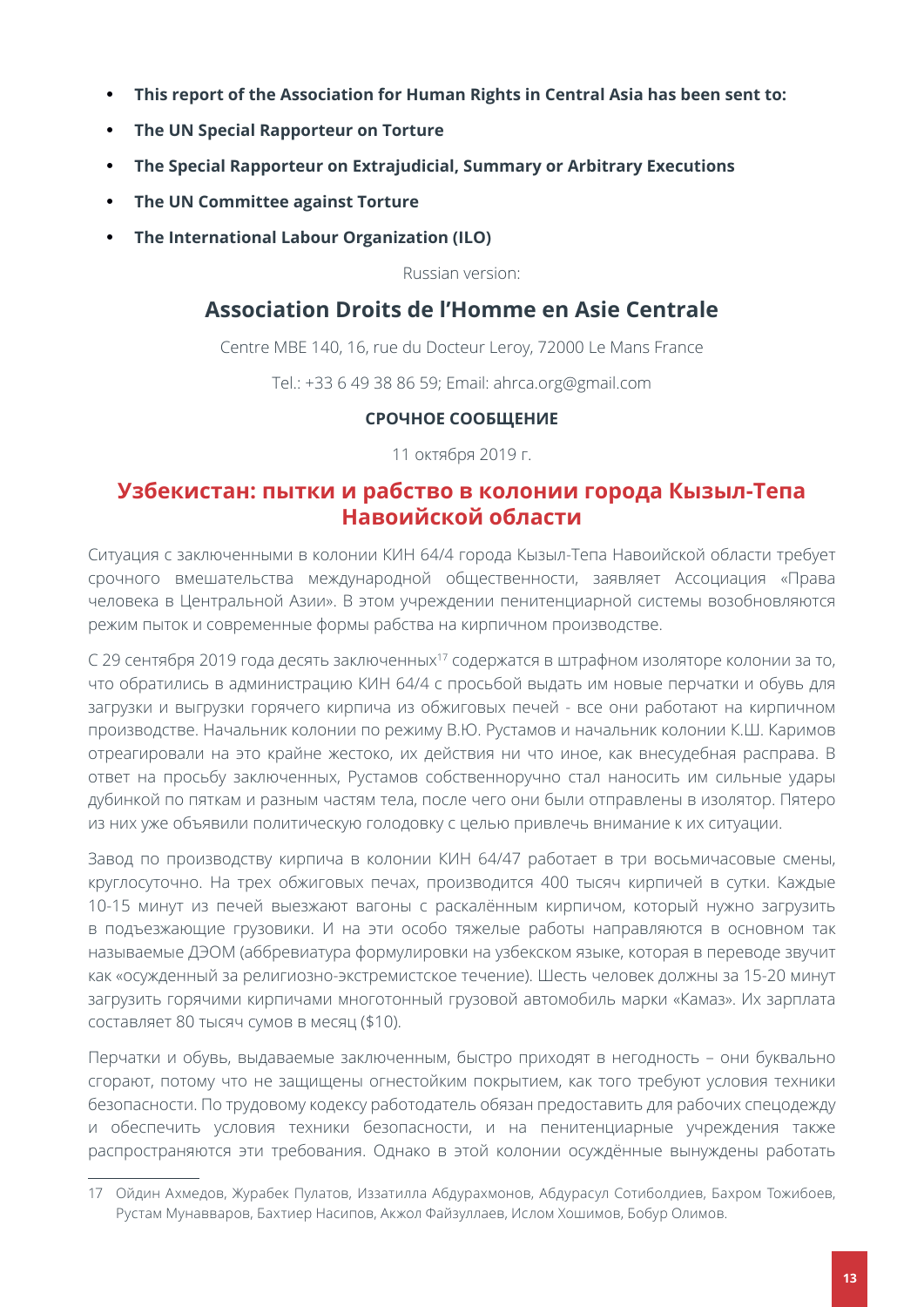- **This report of the Association for Human Rights in Central Asia has been sent to:**
- **The UN Special Rapporteur on Torture**
- **The Special Rapporteur on Extrajudicial, Summary or Arbitrary Executions**
- **The UN Committee against Torture**
- **The International Labour Organization (ILO)**

Russian version:

## Association Droits de l'Homme en Asie Centrale

Centre MBE 140, 16, rue du Docteur Leroy, 72000 Le Mans France

Tel.: +33 6 49 38 86 59; Email: ahrca.org@gmail.com

**СРОЧНОЕ СООБЩЕНИЕ**

11 октября 2019 г.

## Узбекистан: пытки и рабство в колонии города Кызыл-Тепа Навоийской области

Ситуация с заключенными в колонии КИН 64/4 города Кызыл-Тепа Навоийской области требует срочного вмешательства международной общественности, заявляет Ассоциация «Права человека в Центральной Азии». В этом учреждении пенитенциарной системы возобновляются режим пыток и современные формы рабства на кирпичном производстве.

С 29 сентября 2019 года десять заключенных[17] содержатся в штрафном изоляторе колонии за то, что обратились в администрацию КИН 64/4 с просьбой выдать им новые перчатки и обувь для загрузки и выгрузки горячего кирпича из обжиговых печей - все они работают на кирпичном производстве. Начальник колонии по режиму В.Ю. Рустамов и начальник колонии К.Ш. Каримов отреагировали на это крайне жестоко, их действия ни что иное, как внесудебная расправа. В ответ на просьбу заключенных, Рустамов собственноручно стал наносить им сильные удары дубинкой по пяткам и разным частям тела, после чего они были отправлены в изолятор. Пятеро из них уже объявили политическую голодовку с целью привлечь внимание к их ситуации.

Завод по производству кирпича в колонии КИН 64/47 работает в три восьмичасовые смены, круглосуточно. На трех обжиговых печах, производится 400 тысяч кирпичей в сутки. Каждые 10-15 минут из печей выезжают вагоны с раскалённым кирпичом, который нужно загрузить в подъезжающие грузовики. И на эти особо тяжелые работы направляются в основном так называемые ДЭОМ (аббревиатура формулировки на узбекском языке, которая в переводе звучит как «осужденный за религиозно-экстремистское течение). Шесть человек должны за 15-20 минут загрузить горячими кирпичами многотонный грузовой автомобиль марки «Камаз». Их зарплата составляет 80 тысяч сумов в месяц ($10).

Перчатки и обувь, выдаваемые заключенным, быстро приходят в негодность – они буквально сгорают, потому что не защищены огнестойким покрытием, как того требуют условия техники безопасности. По трудовому кодексу работодатель обязан предоставить для рабочих спецодежду и обеспечить условия техники безопасности, и на пенитенциарные учреждения также распространяются эти требования. Однако в этой колонии осуждённые вынуждены работать

---

17 Ойдин Ахмедов, Журабек Пулатов, Иззатилла Абдурахмонов, Абдурасул Сотиболдиев, Бахром Тожибоев, Рустам Мунавваров, Бахтиер Насипов, Акжол Файзуллаев, Ислом Хошимов, Бобур Олимов.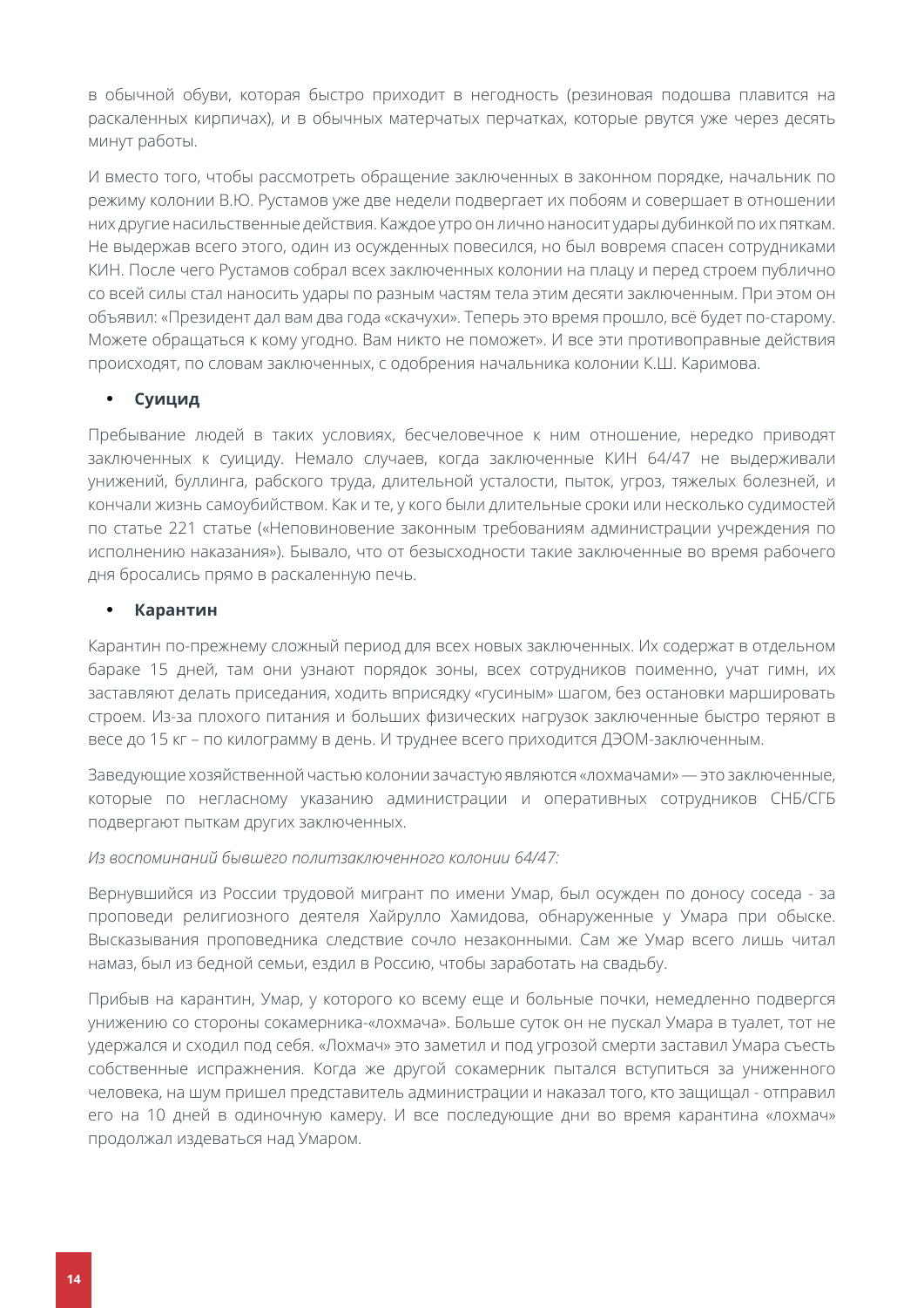в обычной обуви, которая быстро приходит в негодность (резиновая подошва плавится на раскаленных кирпичах), и в обычных матерчатых перчатках, которые рвутся уже через десять минут работы.

И вместо того, чтобы рассмотреть обращение заключенных в законном порядке, начальник по режиму колонии В.Ю. Рустамов уже две недели подвергает их побоям и совершает в отношении них другие насильственные действия. Каждое утро он лично наносит удары дубинкой по их пяткам. Не выдержав всего этого, один из осужденных повесился, но был вовремя спасен сотрудниками КИН. После чего Рустамов собрал всех заключенных колонии на плацу и перед строем публично со всей силы стал наносить удары по разным частям тела этим десяти заключенным. При этом он объявил: «Президент дал вам два года «скачухи». Теперь это время прошло, всё будет по-старому. Можете обращаться к кому угодно. Вам никто не поможет». И все эти противоправные действия происходят, по словам заключенных, с одобрения начальника колонии К.Ш. Каримова.

- **Суицид**

Пребывание людей в таких условиях, бесчеловечное к ним отношение, нередко приводят заключенных к суициду. Немало случаев, когда заключенные КИН 64/47 не выдерживали унижений, буллинга, рабского труда, длительной усталости, пыток, угроз, тяжелых болезней, и кончали жизнь самоубийством. Как и те, у кого были длительные сроки или несколько судимостей по статье 221 статье («Неповиновение законным требованиям администрации учреждения по исполнению наказания»). Бывало, что от безысходности такие заключенные во время рабочего дня бросались прямо в раскаленную печь.

- **Карантин**

Карантин по-прежнему сложный период для всех новых заключенных. Их содержат в отдельном бараке 15 дней, там они узнают порядок зоны, всех сотрудников поименно, учат гимн, их заставляют делать приседания, ходить вприсядку «гусиным» шагом, без остановки маршировать строем. Из-за плохого питания и больших физических нагрузок заключенные быстро теряют в весе до 15 кг – по килограмму в день. И труднее всего приходится ДЭОМ-заключенным.

Заведующие хозяйственной частью колонии зачастую являются «лохмачами» — это заключенные, которые по негласному указанию администрации и оперативных сотрудников СНБ/СГБ подвергают пыткам других заключенных.

*Из воспоминаний бывшего политзаключенного колонии 64/47:*

Вернувшийся из России трудовой мигрант по имени Умар, был осужден по доносу соседа - за проповеди религиозного деятеля Хайрулло Хамидова, обнаруженные у Умара при обыске. Высказывания проповедника следствие сочло незаконными. Сам же Умар всего лишь читал намаз, был из бедной семьи, ездил в Россию, чтобы заработать на свадьбу.

Прибыв на карантин, Умар, у которого ко всему еще и больные почки, немедленно подвергся унижению со стороны сокамерника-«лохмача». Больше суток он не пускал Умара в туалет, тот не удержался и сходил под себя. «Лохмач» это заметил и под угрозой смерти заставил Умара съесть собственные испражнения. Когда же другой сокамерник пытался вступиться за униженного человека, на шум пришел представитель администрации и наказал того, кто защищал - отправил его на 10 дней в одиночную камеру. И все последующие дни во время карантина «лохмач» продолжал издеваться над Умаром.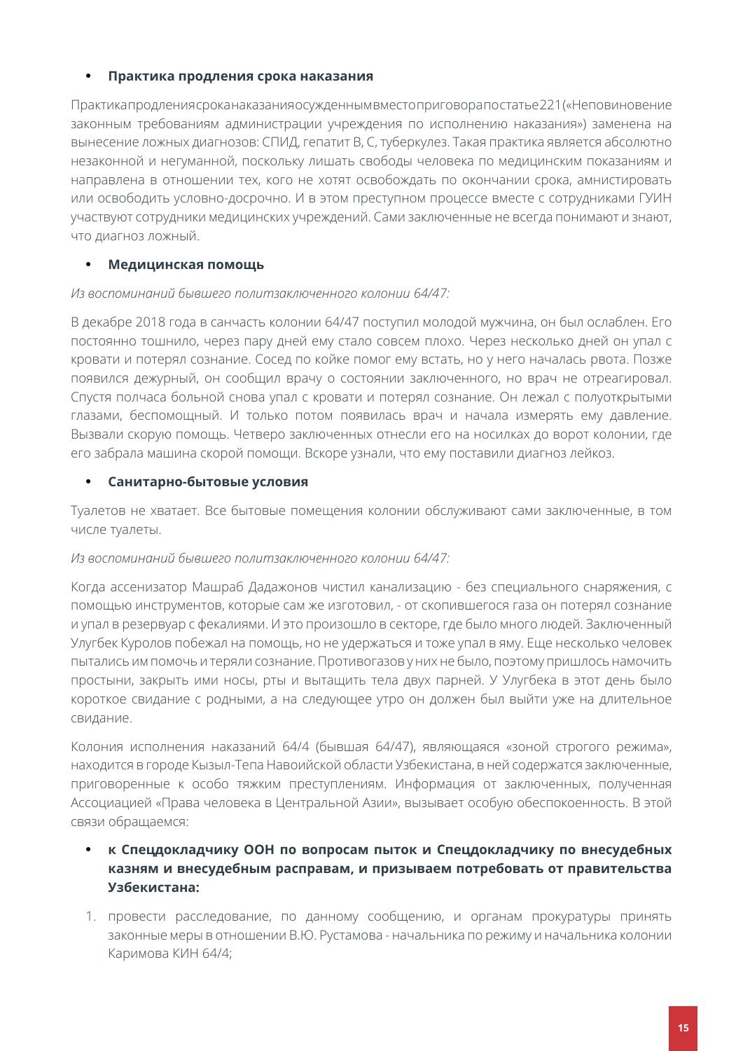- **Практика продления срока наказания**

Практика продления срока наказания осужденным вместо приговора по статье 221 («Неповиновение законным требованиям администрации учреждения по исполнению наказания») заменена на вынесение ложных диагнозов: СПИД, гепатит В, С, туберкулез. Такая практика является абсолютно незаконной и негуманной, поскольку лишать свободы человека по медицинским показаниям и направлена в отношении тех, кого не хотят освобождать по окончании срока, амнистировать или освободить условно-досрочно. И в этом преступном процессе вместе с сотрудниками ГУИН участвуют сотрудники медицинских учреждений. Сами заключенные не всегда понимают и знают, что диагноз ложный.

- **Медицинская помощь**

*Из воспоминаний бывшего политзаключенного колонии 64/47:*

В декабре 2018 года в санчасть колонии 64/47 поступил молодой мужчина, он был ослаблен. Его постоянно тошнило, через пару дней ему стало совсем плохо. Через несколько дней он упал с кровати и потерял сознание. Сосед по койке помог ему встать, но у него началась рвота. Позже появился дежурный, он сообщил врачу о состоянии заключенного, но врач не отреагировал. Спустя полчаса больной снова упал с кровати и потерял сознание. Он лежал с полуоткрытыми глазами, беспомощный. И только потом появилась врач и начала измерять ему давление. Вызвали скорую помощь. Четверо заключенных отнесли его на носилках до ворот колонии, где его забрала машина скорой помощи. Вскоре узнали, что ему поставили диагноз лейкоз.

- **Санитарно-бытовые условия**

Туалетов не хватает. Все бытовые помещения колонии обслуживают сами заключенные, в том числе туалеты.

*Из воспоминаний бывшего политзаключенного колонии 64/47:*

Когда ассенизатор Машраб Дадажонов чистил канализацию - без специального снаряжения, с помощью инструментов, которые сам же изготовил, - от скопившегося газа он потерял сознание и упал в резервуар с фекалиями. И это произошло в секторе, где было много людей. Заключенный Улугбек Куролов побежал на помощь, но не удержаться и тоже упал в яму. Еще несколько человек пытались им помочь и теряли сознание. Противогазов у них не было, поэтому пришлось намочить простыни, закрыть ими носы, рты и вытащить тела двух парней. У Улугбека в этот день было короткое свидание с родными, а на следующее утро он должен был выйти уже на длительное свидание.

Колония исполнения наказаний 64/4 (бывшая 64/47), являющаяся «зоной строгого режима», находится в городе Кызыл-Тепа Навоийской области Узбекистана, в ней содержатся заключенные, приговоренные к особо тяжким преступлениям. Информация от заключенных, полученная Ассоциацией «Права человека в Центральной Азии», вызывает особую обеспокоенность. В этой связи обращаемся:

- **к Спецдокладчику ООН по вопросам пыток и Спецдокладчику по внесудебных казням и внесудебным расправам, и призываем потребовать от правительства Узбекистана:**

1. провести расследование, по данному сообщению, и органам прокуратуры принять законные меры в отношении В.Ю. Рустамова - начальника по режиму и начальника колонии Каримова КИН 64/4;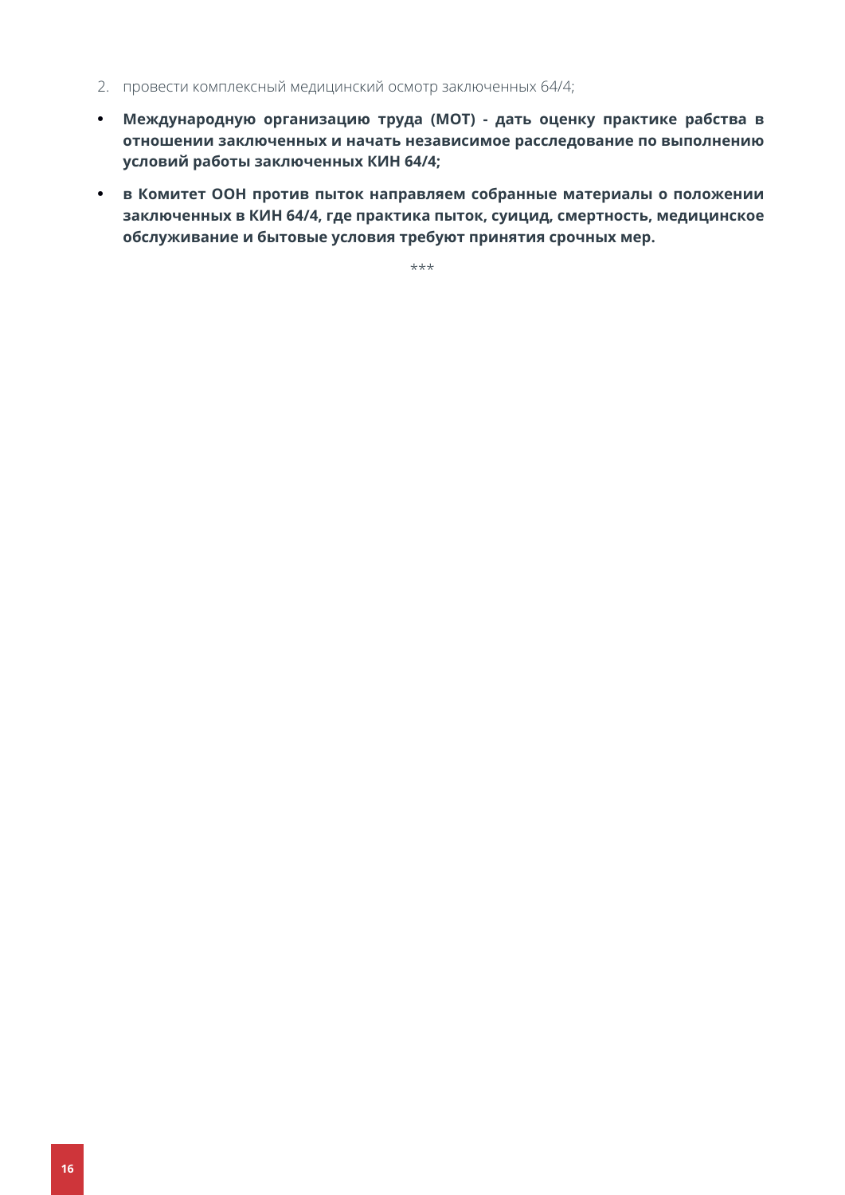2. провести комплексный медицинский осмотр заключенных 64/4;

- **Международную организацию труда (МОТ) - дать оценку практике рабства в отношении заключенных и начать независимое расследование по выполнению условий работы заключенных КИН 64/4;**
- **в Комитет ООН против пыток направляем собранные материалы о положении заключенных в КИН 64/4, где практика пыток, суицид, смертность, медицинское обслуживание и бытовые условия требуют принятия срочных мер.**

***